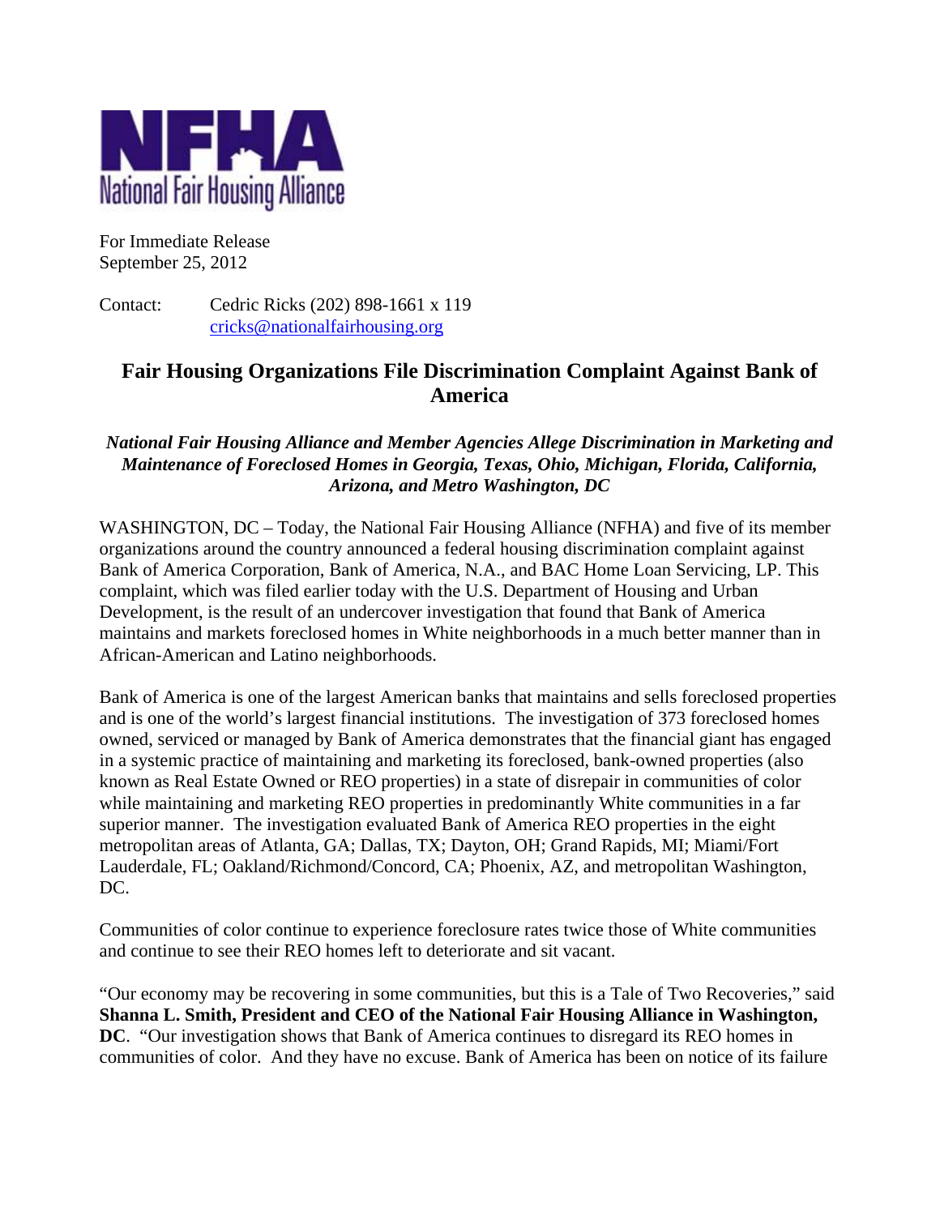NFHA
National Fair Housing Alliance

For Immediate Release
September 25, 2012

Contact: Cedric Ricks (202) 898-1661 x 119
cricks@nationalfairhousing.org

## Fair Housing Organizations File Discrimination Complaint Against Bank of America

### *National Fair Housing Alliance and Member Agencies Allege Discrimination in Marketing and Maintenance of Foreclosed Homes in Georgia, Texas, Ohio, Michigan, Florida, California, Arizona, and Metro Washington, DC*

WASHINGTON, DC – Today, the National Fair Housing Alliance (NFHA) and five of its member organizations around the country announced a federal housing discrimination complaint against Bank of America Corporation, Bank of America, N.A., and BAC Home Loan Servicing, LP. This complaint, which was filed earlier today with the U.S. Department of Housing and Urban Development, is the result of an undercover investigation that found that Bank of America maintains and markets foreclosed homes in White neighborhoods in a much better manner than in African-American and Latino neighborhoods.

Bank of America is one of the largest American banks that maintains and sells foreclosed properties and is one of the world's largest financial institutions. The investigation of 373 foreclosed homes owned, serviced or managed by Bank of America demonstrates that the financial giant has engaged in a systemic practice of maintaining and marketing its foreclosed, bank-owned properties (also known as Real Estate Owned or REO properties) in a state of disrepair in communities of color while maintaining and marketing REO properties in predominantly White communities in a far superior manner. The investigation evaluated Bank of America REO properties in the eight metropolitan areas of Atlanta, GA; Dallas, TX; Dayton, OH; Grand Rapids, MI; Miami/Fort Lauderdale, FL; Oakland/Richmond/Concord, CA; Phoenix, AZ, and metropolitan Washington, DC.

Communities of color continue to experience foreclosure rates twice those of White communities and continue to see their REO homes left to deteriorate and sit vacant.

"Our economy may be recovering in some communities, but this is a Tale of Two Recoveries," said **Shanna L. Smith, President and CEO of the National Fair Housing Alliance in Washington, DC**. "Our investigation shows that Bank of America continues to disregard its REO homes in communities of color. And they have no excuse. Bank of America has been on notice of its failure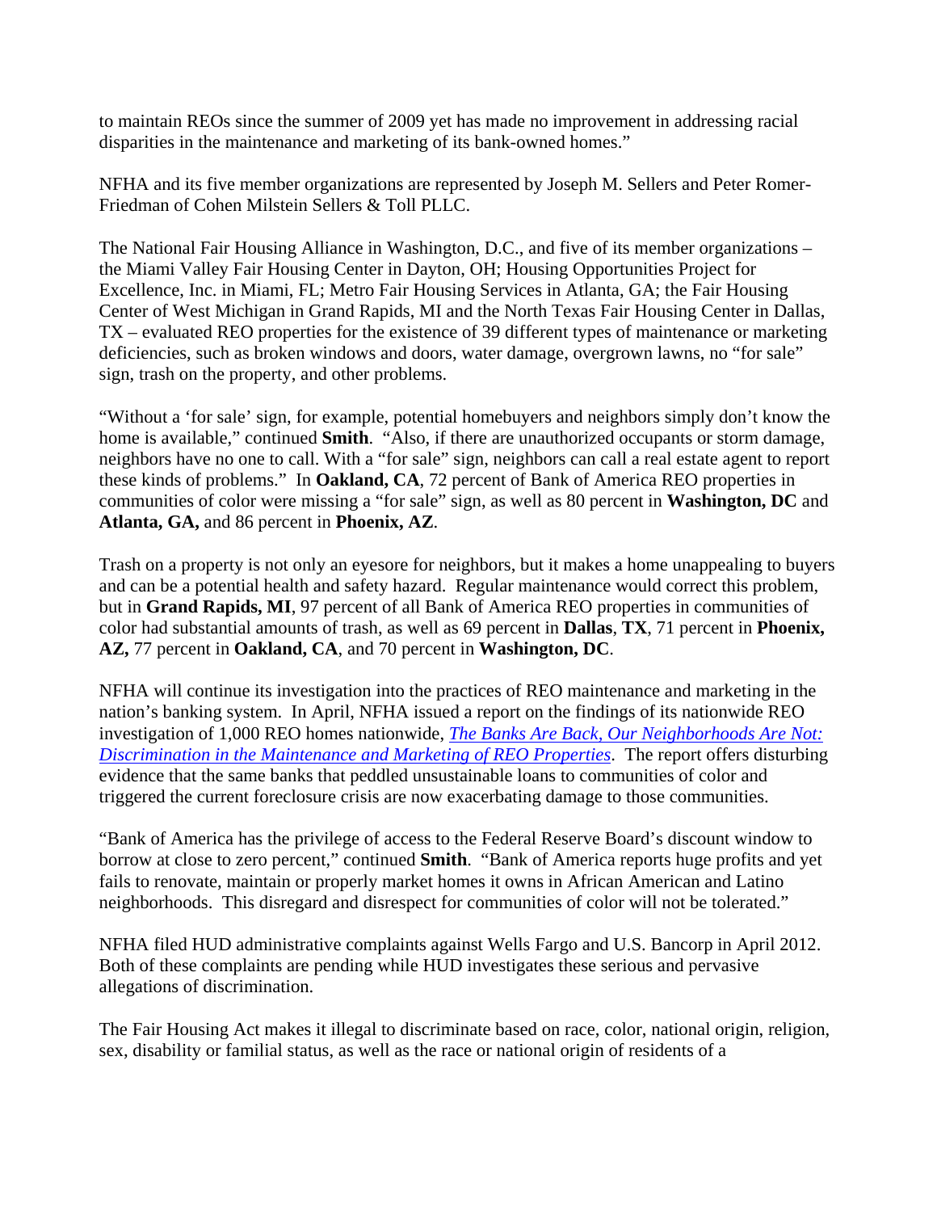to maintain REOs since the summer of 2009 yet has made no improvement in addressing racial disparities in the maintenance and marketing of its bank-owned homes."

NFHA and its five member organizations are represented by Joseph M. Sellers and Peter Romer-Friedman of Cohen Milstein Sellers & Toll PLLC.

The National Fair Housing Alliance in Washington, D.C., and five of its member organizations – the Miami Valley Fair Housing Center in Dayton, OH; Housing Opportunities Project for Excellence, Inc. in Miami, FL; Metro Fair Housing Services in Atlanta, GA; the Fair Housing Center of West Michigan in Grand Rapids, MI and the North Texas Fair Housing Center in Dallas, TX – evaluated REO properties for the existence of 39 different types of maintenance or marketing deficiencies, such as broken windows and doors, water damage, overgrown lawns, no "for sale" sign, trash on the property, and other problems.

"Without a 'for sale' sign, for example, potential homebuyers and neighbors simply don't know the home is available," continued **Smith**. "Also, if there are unauthorized occupants or storm damage, neighbors have no one to call. With a "for sale" sign, neighbors can call a real estate agent to report these kinds of problems." In **Oakland, CA**, 72 percent of Bank of America REO properties in communities of color were missing a "for sale" sign, as well as 80 percent in **Washington, DC** and **Atlanta, GA,** and 86 percent in **Phoenix, AZ**.

Trash on a property is not only an eyesore for neighbors, but it makes a home unappealing to buyers and can be a potential health and safety hazard. Regular maintenance would correct this problem, but in **Grand Rapids, MI**, 97 percent of all Bank of America REO properties in communities of color had substantial amounts of trash, as well as 69 percent in **Dallas**, **TX**, 71 percent in **Phoenix, AZ,** 77 percent in **Oakland, CA**, and 70 percent in **Washington, DC**.

NFHA will continue its investigation into the practices of REO maintenance and marketing in the nation's banking system. In April, NFHA issued a report on the findings of its nationwide REO investigation of 1,000 REO homes nationwide, *The Banks Are Back, Our Neighborhoods Are Not: Discrimination in the Maintenance and Marketing of REO Properties*. The report offers disturbing evidence that the same banks that peddled unsustainable loans to communities of color and triggered the current foreclosure crisis are now exacerbating damage to those communities.

"Bank of America has the privilege of access to the Federal Reserve Board's discount window to borrow at close to zero percent," continued **Smith**. "Bank of America reports huge profits and yet fails to renovate, maintain or properly market homes it owns in African American and Latino neighborhoods. This disregard and disrespect for communities of color will not be tolerated."

NFHA filed HUD administrative complaints against Wells Fargo and U.S. Bancorp in April 2012. Both of these complaints are pending while HUD investigates these serious and pervasive allegations of discrimination.

The Fair Housing Act makes it illegal to discriminate based on race, color, national origin, religion, sex, disability or familial status, as well as the race or national origin of residents of a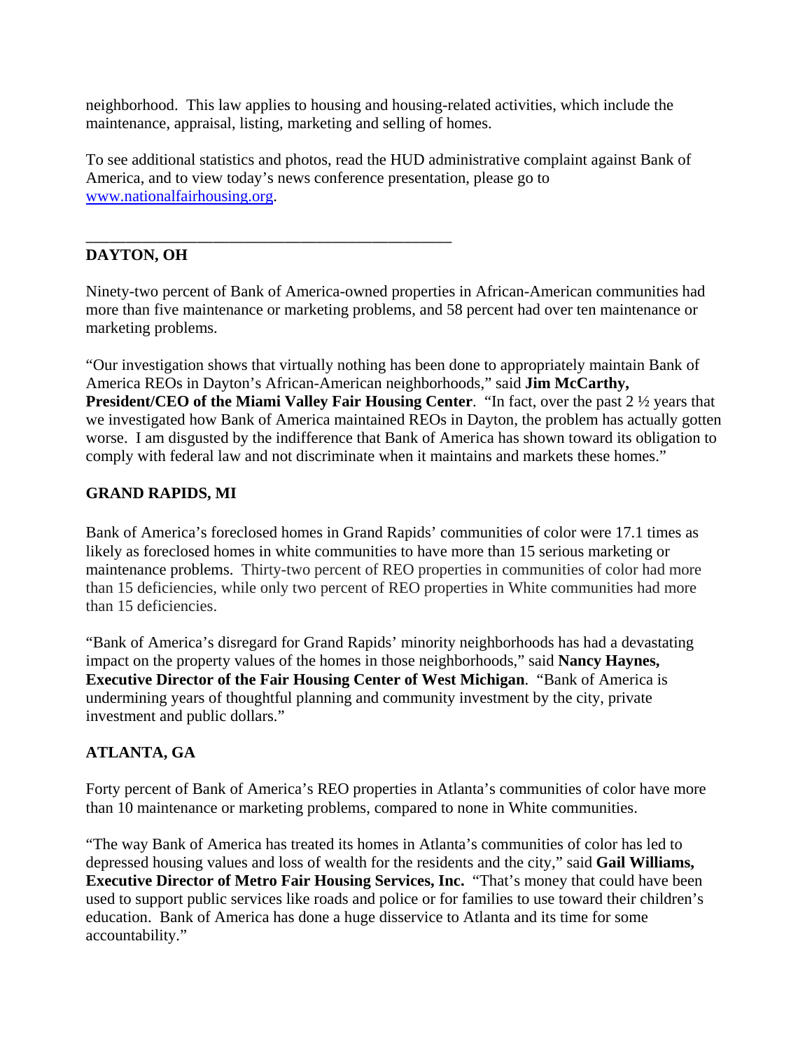neighborhood. This law applies to housing and housing-related activities, which include the maintenance, appraisal, listing, marketing and selling of homes.

To see additional statistics and photos, read the HUD administrative complaint against Bank of America, and to view today's news conference presentation, please go to www.nationalfairhousing.org.

---

## DAYTON, OH

Ninety-two percent of Bank of America-owned properties in African-American communities had more than five maintenance or marketing problems, and 58 percent had over ten maintenance or marketing problems.

"Our investigation shows that virtually nothing has been done to appropriately maintain Bank of America REOs in Dayton's African-American neighborhoods," said **Jim McCarthy, President/CEO of the Miami Valley Fair Housing Center**. "In fact, over the past 2 ½ years that we investigated how Bank of America maintained REOs in Dayton, the problem has actually gotten worse. I am disgusted by the indifference that Bank of America has shown toward its obligation to comply with federal law and not discriminate when it maintains and markets these homes."

## GRAND RAPIDS, MI

Bank of America's foreclosed homes in Grand Rapids' communities of color were 17.1 times as likely as foreclosed homes in white communities to have more than 15 serious marketing or maintenance problems. Thirty-two percent of REO properties in communities of color had more than 15 deficiencies, while only two percent of REO properties in White communities had more than 15 deficiencies.

"Bank of America's disregard for Grand Rapids' minority neighborhoods has had a devastating impact on the property values of the homes in those neighborhoods," said **Nancy Haynes, Executive Director of the Fair Housing Center of West Michigan**. "Bank of America is undermining years of thoughtful planning and community investment by the city, private investment and public dollars."

## ATLANTA, GA

Forty percent of Bank of America's REO properties in Atlanta's communities of color have more than 10 maintenance or marketing problems, compared to none in White communities.

"The way Bank of America has treated its homes in Atlanta's communities of color has led to depressed housing values and loss of wealth for the residents and the city," said **Gail Williams, Executive Director of Metro Fair Housing Services, Inc.** "That's money that could have been used to support public services like roads and police or for families to use toward their children's education. Bank of America has done a huge disservice to Atlanta and its time for some accountability."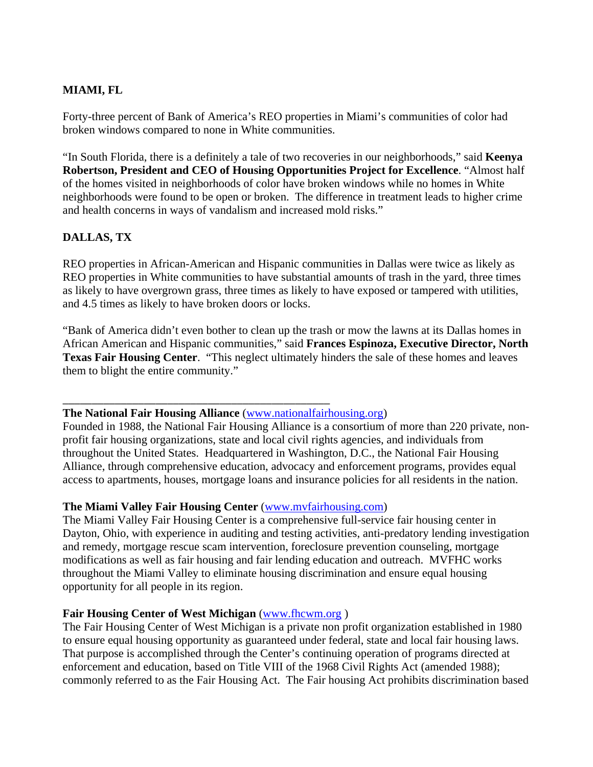**MIAMI, FL**

Forty-three percent of Bank of America's REO properties in Miami's communities of color had broken windows compared to none in White communities.

"In South Florida, there is a definitely a tale of two recoveries in our neighborhoods," said **Keenya Robertson, President and CEO of Housing Opportunities Project for Excellence**. "Almost half of the homes visited in neighborhoods of color have broken windows while no homes in White neighborhoods were found to be open or broken. The difference in treatment leads to higher crime and health concerns in ways of vandalism and increased mold risks."

**DALLAS, TX**

REO properties in African-American and Hispanic communities in Dallas were twice as likely as REO properties in White communities to have substantial amounts of trash in the yard, three times as likely to have overgrown grass, three times as likely to have exposed or tampered with utilities, and 4.5 times as likely to have broken doors or locks.

"Bank of America didn't even bother to clean up the trash or mow the lawns at its Dallas homes in African American and Hispanic communities," said **Frances Espinoza, Executive Director, North Texas Fair Housing Center**. "This neglect ultimately hinders the sale of these homes and leaves them to blight the entire community."

---

**The National Fair Housing Alliance** (www.nationalfairhousing.org)
Founded in 1988, the National Fair Housing Alliance is a consortium of more than 220 private, non-profit fair housing organizations, state and local civil rights agencies, and individuals from throughout the United States. Headquartered in Washington, D.C., the National Fair Housing Alliance, through comprehensive education, advocacy and enforcement programs, provides equal access to apartments, houses, mortgage loans and insurance policies for all residents in the nation.

**The Miami Valley Fair Housing Center** (www.mvfairhousing.com)
The Miami Valley Fair Housing Center is a comprehensive full-service fair housing center in Dayton, Ohio, with experience in auditing and testing activities, anti-predatory lending investigation and remedy, mortgage rescue scam intervention, foreclosure prevention counseling, mortgage modifications as well as fair housing and fair lending education and outreach. MVFHC works throughout the Miami Valley to eliminate housing discrimination and ensure equal housing opportunity for all people in its region.

**Fair Housing Center of West Michigan** (www.fhcwm.org )
The Fair Housing Center of West Michigan is a private non profit organization established in 1980 to ensure equal housing opportunity as guaranteed under federal, state and local fair housing laws. That purpose is accomplished through the Center's continuing operation of programs directed at enforcement and education, based on Title VIII of the 1968 Civil Rights Act (amended 1988); commonly referred to as the Fair Housing Act. The Fair housing Act prohibits discrimination based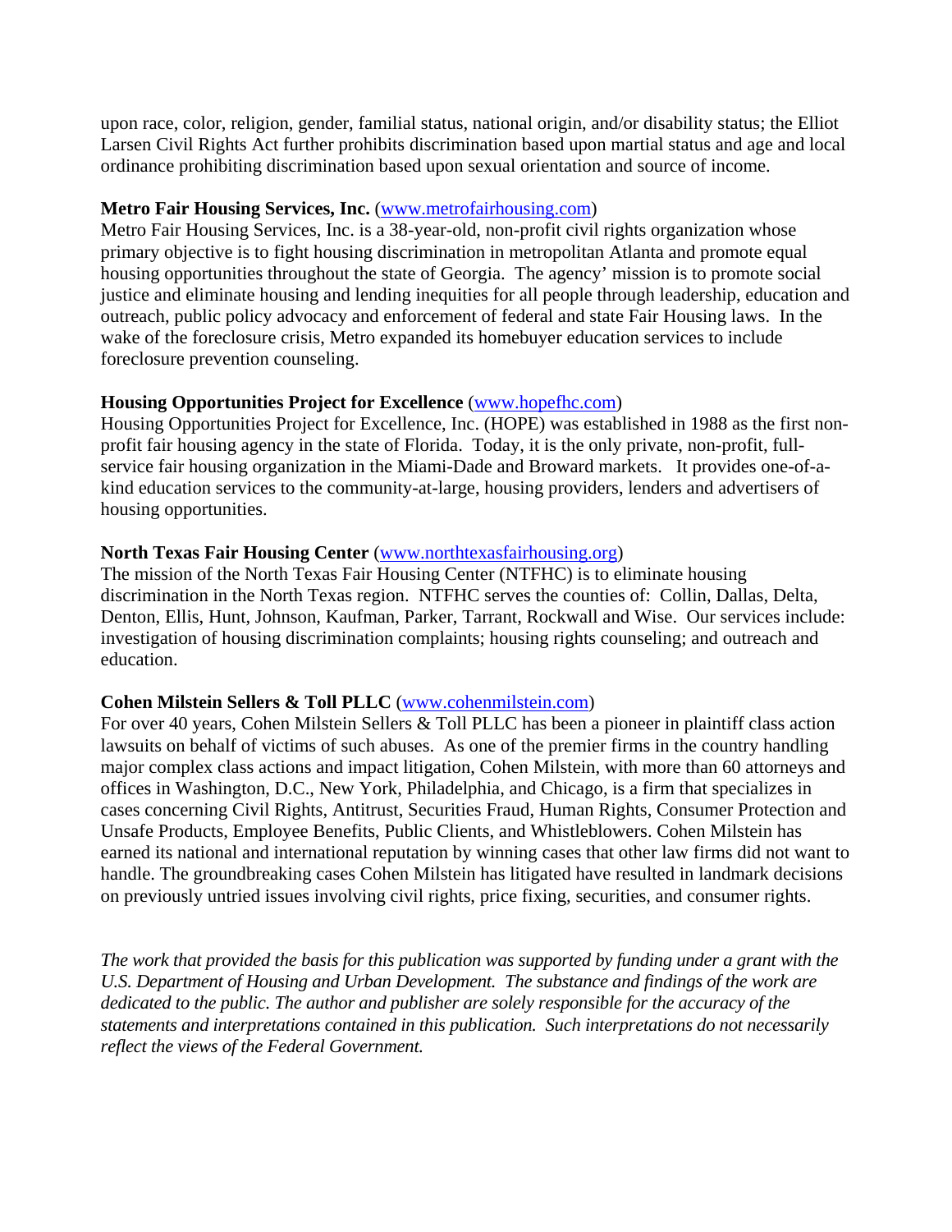upon race, color, religion, gender, familial status, national origin, and/or disability status; the Elliot Larsen Civil Rights Act further prohibits discrimination based upon martial status and age and local ordinance prohibiting discrimination based upon sexual orientation and source of income.

**Metro Fair Housing Services, Inc.** (www.metrofairhousing.com)
Metro Fair Housing Services, Inc. is a 38-year-old, non-profit civil rights organization whose primary objective is to fight housing discrimination in metropolitan Atlanta and promote equal housing opportunities throughout the state of Georgia. The agency' mission is to promote social justice and eliminate housing and lending inequities for all people through leadership, education and outreach, public policy advocacy and enforcement of federal and state Fair Housing laws. In the wake of the foreclosure crisis, Metro expanded its homebuyer education services to include foreclosure prevention counseling.

**Housing Opportunities Project for Excellence** (www.hopefhc.com)
Housing Opportunities Project for Excellence, Inc. (HOPE) was established in 1988 as the first non-profit fair housing agency in the state of Florida. Today, it is the only private, non-profit, full-service fair housing organization in the Miami-Dade and Broward markets. It provides one-of-a-kind education services to the community-at-large, housing providers, lenders and advertisers of housing opportunities.

**North Texas Fair Housing Center** (www.northtexasfairhousing.org)
The mission of the North Texas Fair Housing Center (NTFHC) is to eliminate housing discrimination in the North Texas region. NTFHC serves the counties of: Collin, Dallas, Delta, Denton, Ellis, Hunt, Johnson, Kaufman, Parker, Tarrant, Rockwall and Wise. Our services include: investigation of housing discrimination complaints; housing rights counseling; and outreach and education.

**Cohen Milstein Sellers & Toll PLLC** (www.cohenmilstein.com)
For over 40 years, Cohen Milstein Sellers & Toll PLLC has been a pioneer in plaintiff class action lawsuits on behalf of victims of such abuses. As one of the premier firms in the country handling major complex class actions and impact litigation, Cohen Milstein, with more than 60 attorneys and offices in Washington, D.C., New York, Philadelphia, and Chicago, is a firm that specializes in cases concerning Civil Rights, Antitrust, Securities Fraud, Human Rights, Consumer Protection and Unsafe Products, Employee Benefits, Public Clients, and Whistleblowers. Cohen Milstein has earned its national and international reputation by winning cases that other law firms did not want to handle. The groundbreaking cases Cohen Milstein has litigated have resulted in landmark decisions on previously untried issues involving civil rights, price fixing, securities, and consumer rights.

*The work that provided the basis for this publication was supported by funding under a grant with the U.S. Department of Housing and Urban Development. The substance and findings of the work are dedicated to the public. The author and publisher are solely responsible for the accuracy of the statements and interpretations contained in this publication. Such interpretations do not necessarily reflect the views of the Federal Government.*